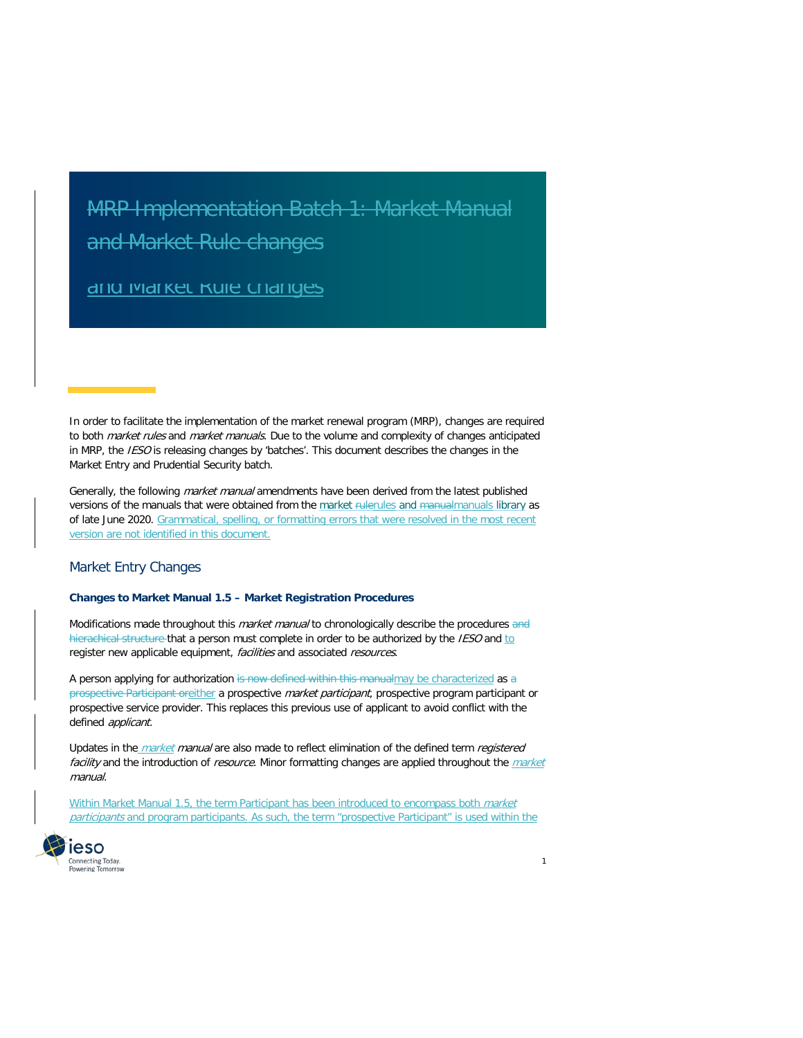# ~~MRP Implementation Batch 1: Market Manual and Market Rule changes~~

# and Market Rule changes

In order to facilitate the implementation of the market renewal program (MRP), changes are required to both *market rules* and *market manuals*. Due to the volume and complexity of changes anticipated in MRP, the *IESO* is releasing changes by 'batches'. This document describes the changes in the Market Entry and Prudential Security batch.

Generally, the following *market manual* amendments have been derived from the latest published versions of the manuals that were obtained from the market ~~rule~~rules and ~~manual~~manuals library as of late June 2020. Grammatical, spelling, or formatting errors that were resolved in the most recent version are not identified in this document.

## Market Entry Changes

**Changes to Market Manual 1.5 – Market Registration Procedures**

Modifications made throughout this *market manual* to chronologically describe the procedures ~~and hierachical structure~~ that a person must complete in order to be authorized by the *IESO* and to register new applicable equipment, *facilities* and associated *resources*.

A person applying for authorization ~~is now defined within this manual~~may be characterized as ~~a prospective Participant or~~either a prospective *market participant*, prospective program participant or prospective service provider. This replaces this previous use of applicant to avoid conflict with the defined *applicant*.

Updates in the *market* *manual* are also made to reflect elimination of the defined term *registered facility* and the introduction of *resource*. Minor formatting changes are applied throughout the *market* *manual*.

Within Market Manual 1.5, the term Participant has been introduced to encompass both *market participants* and program participants. As such, the term "prospective Participant" is used within the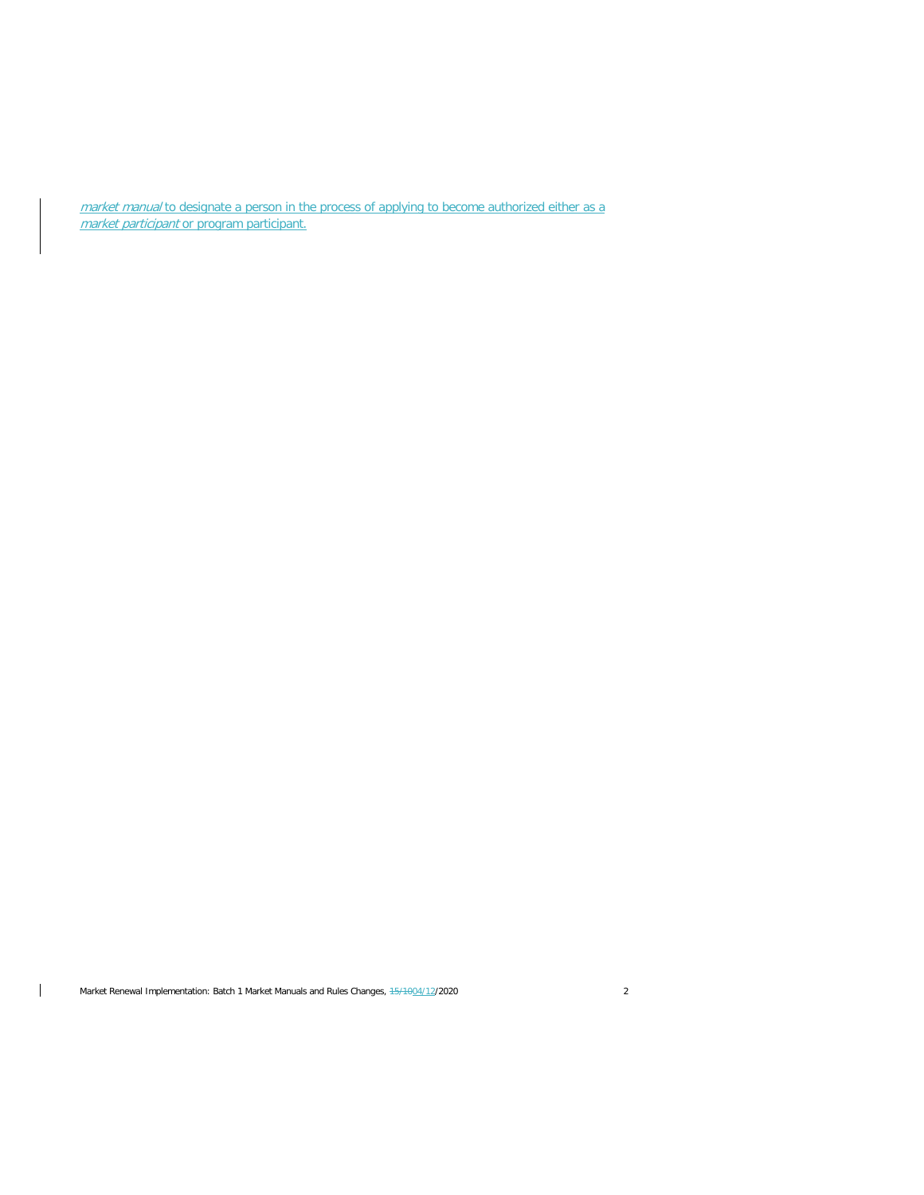*market manual* to designate a person in the process of applying to become authorized either as a *market participant* or program participant.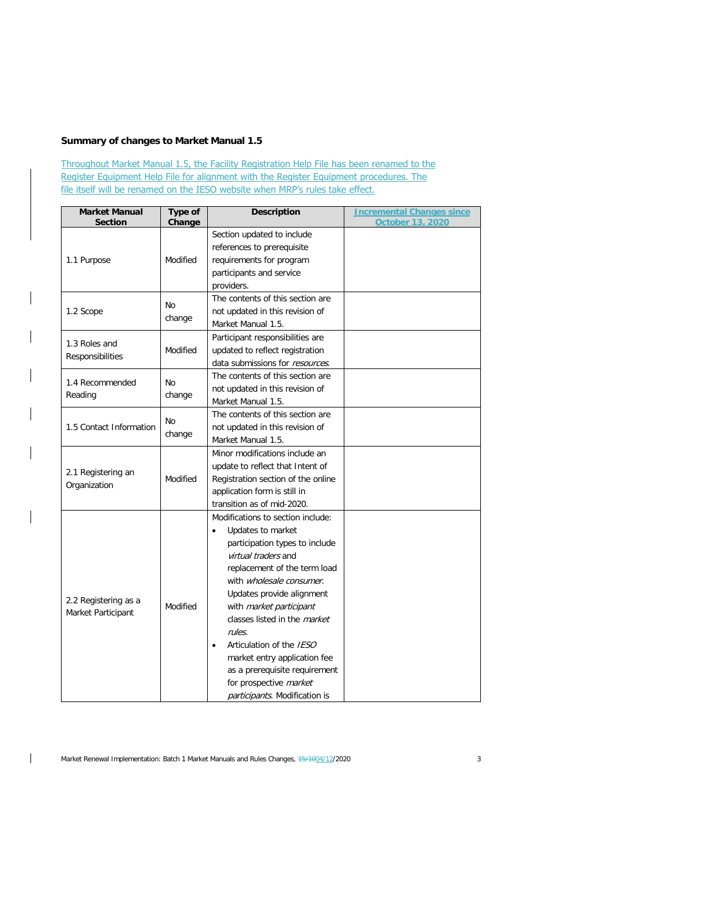**Summary of changes to Market Manual 1.5**

Throughout Market Manual 1.5, the Facility Registration Help File has been renamed to the Register Equipment Help File for alignment with the Register Equipment procedures. The file itself will be renamed on the IESO website when MRP's rules take effect.

| Market Manual Section | Type of Change | Description | Incremental Changes since October 13, 2020 |
|---|---|---|---|
| 1.1 Purpose | Modified | Section updated to include references to prerequisite requirements for program participants and service providers. | |
| 1.2 Scope | No change | The contents of this section are not updated in this revision of Market Manual 1.5. | |
| 1.3 Roles and Responsibilities | Modified | Participant responsibilities are updated to reflect registration data submissions for *resources*. | |
| 1.4 Recommended Reading | No change | The contents of this section are not updated in this revision of Market Manual 1.5. | |
| 1.5 Contact Information | No change | The contents of this section are not updated in this revision of Market Manual 1.5. | |
| 2.1 Registering an Organization | Modified | Minor modifications include an update to reflect that Intent of Registration section of the online application form is still in transition as of mid-2020. | |
| 2.2 Registering as a Market Participant | Modified | Modifications to section include: <br>• Updates to market participation types to include *virtual traders* and replacement of the term load with *wholesale consumer*. Updates provide alignment with *market participant* classes listed in the *market rules*. <br>• Articulation of the *IESO* market entry application fee as a prerequisite requirement for prospective *market participants*. Modification is | |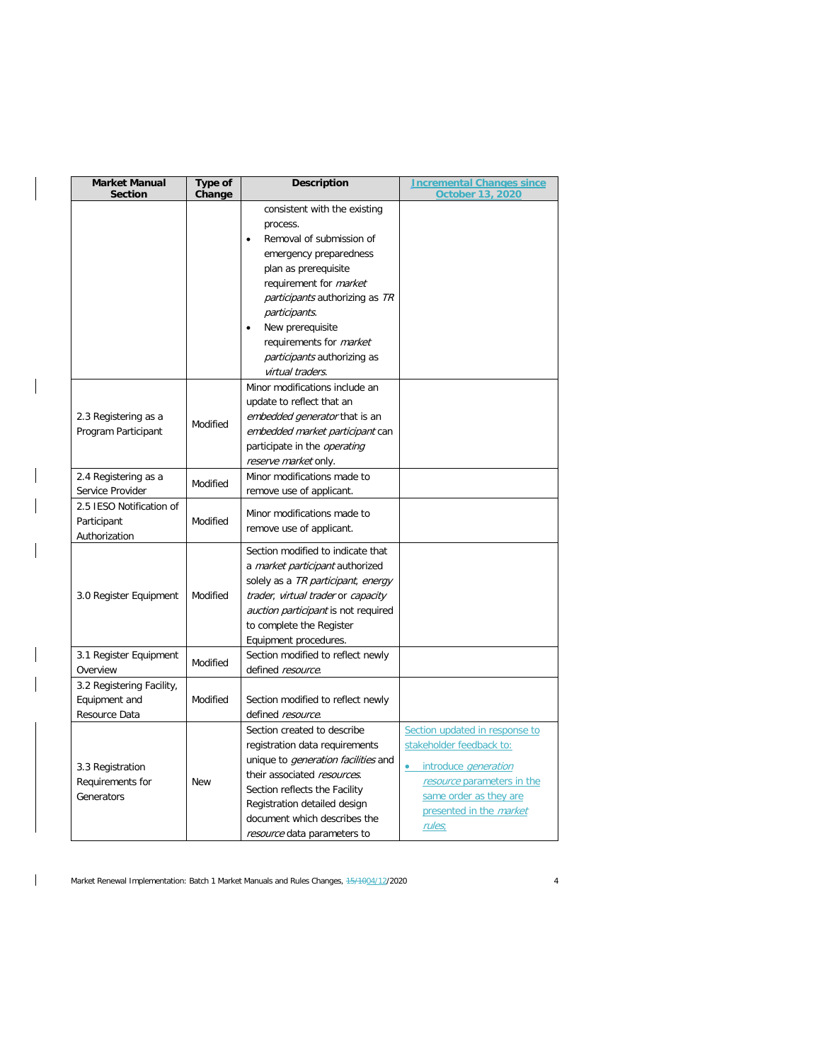| Market Manual Section | Type of Change | Description | Incremental Changes since October 13, 2020 |
|---|---|---|---|
| | | consistent with the existing process.<br>• Removal of submission of emergency preparedness plan as prerequisite requirement for *market participants* authorizing as *TR participants*.<br>• New prerequisite requirements for *market participants* authorizing as *virtual traders*. | |
| 2.3 Registering as a Program Participant | Modified | Minor modifications include an update to reflect that an *embedded generator* that is an *embedded market participant* can participate in the *operating reserve market* only. | |
| 2.4 Registering as a Service Provider | Modified | Minor modifications made to remove use of applicant. | |
| 2.5 IESO Notification of Participant Authorization | Modified | Minor modifications made to remove use of applicant. | |
| 3.0 Register Equipment | Modified | Section modified to indicate that a *market participant* authorized solely as a *TR participant*, *energy trader*, *virtual trader* or *capacity auction participant* is not required to complete the Register Equipment procedures. | |
| 3.1 Register Equipment Overview | Modified | Section modified to reflect newly defined *resource*. | |
| 3.2 Registering Facility, Equipment and Resource Data | Modified | Section modified to reflect newly defined *resource*. | |
| 3.3 Registration Requirements for Generators | New | Section created to describe registration data requirements unique to *generation facilities* and their associated *resources*. Section reflects the Facility Registration detailed design document which describes the *resource* data parameters to | Section updated in response to stakeholder feedback to:<br>• introduce *generation resource* parameters in the same order as they are presented in the *market rules*; |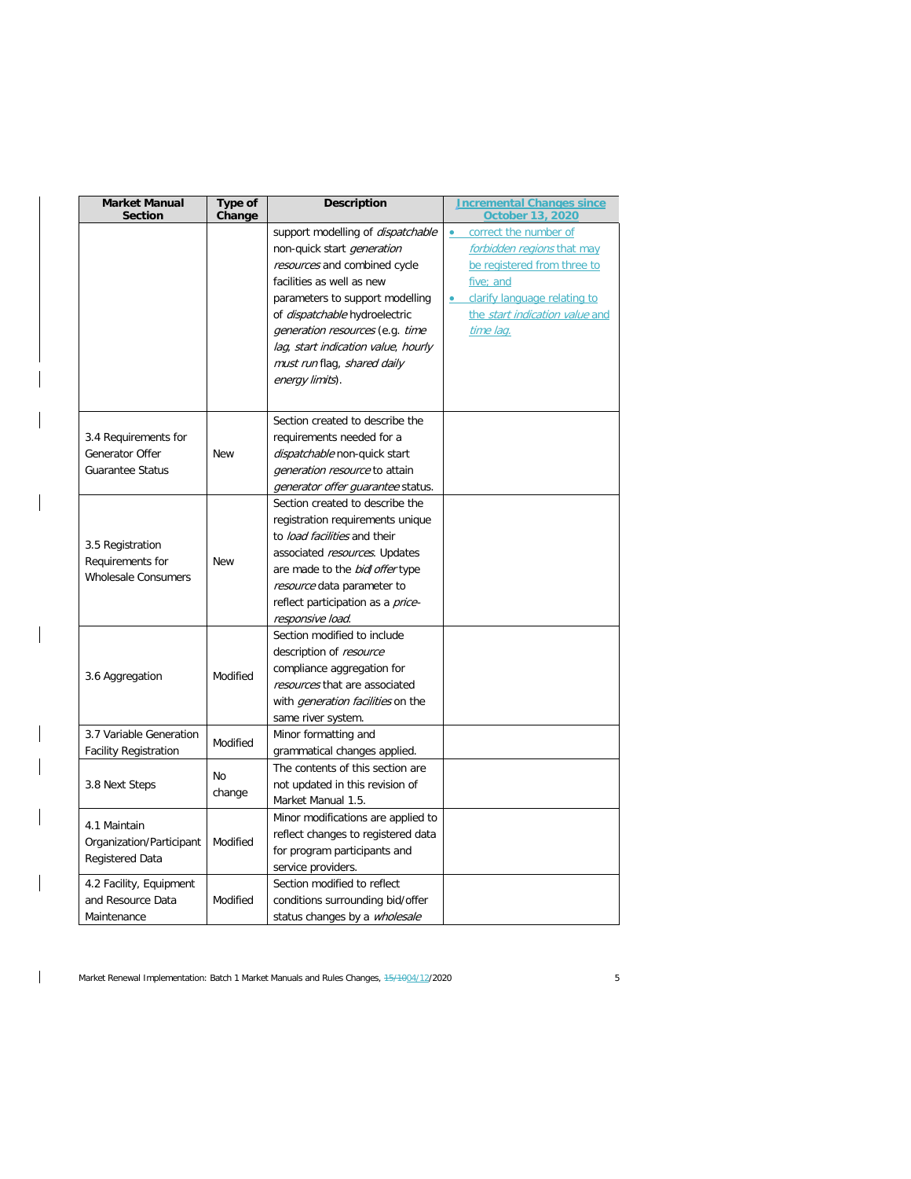| Market Manual Section | Type of Change | Description | Incremental Changes since October 13, 2020 |
|---|---|---|---|
| | | support modelling of *dispatchable* non-quick start *generation resources* and combined cycle facilities as well as new parameters to support modelling of *dispatchable* hydroelectric *generation resources* (e.g. *time lag*, *start indication value*, *hourly must run* flag, *shared daily energy limits*). | • correct the number of *forbidden regions* that may be registered from three to five; and<br>• clarify language relating to the *start indication value* and *time lag*. |
| 3.4 Requirements for Generator Offer Guarantee Status | New | Section created to describe the requirements needed for a *dispatchable* non-quick start *generation resource* to attain *generator offer guarantee* status. | |
| 3.5 Registration Requirements for Wholesale Consumers | New | Section created to describe the registration requirements unique to *load facilities* and their associated *resources*. Updates are made to the *bid*/*offer* type *resource* data parameter to reflect participation as a *price-responsive load*. | |
| 3.6 Aggregation | Modified | Section modified to include description of *resource* compliance aggregation for *resources* that are associated with *generation facilities* on the same river system. | |
| 3.7 Variable Generation Facility Registration | Modified | Minor formatting and grammatical changes applied. | |
| 3.8 Next Steps | No change | The contents of this section are not updated in this revision of Market Manual 1.5. | |
| 4.1 Maintain Organization/Participant Registered Data | Modified | Minor modifications are applied to reflect changes to registered data for program participants and service providers. | |
| 4.2 Facility, Equipment and Resource Data Maintenance | Modified | Section modified to reflect conditions surrounding bid/offer status changes by a *wholesale* | |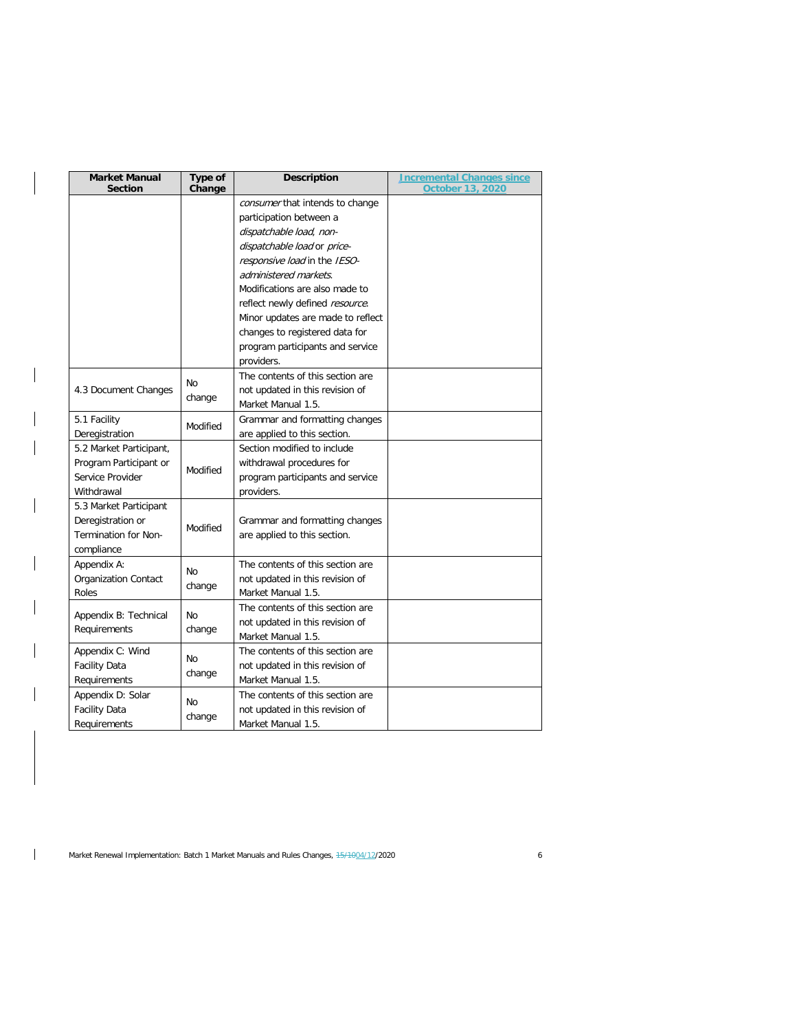| Market Manual Section | Type of Change | Description | Incremental Changes since October 13, 2020 |
|---|---|---|---|
| | | *consumer* that intends to change participation between a *dispatchable load*, *non-dispatchable load* or *price-responsive load* in the *IESO-administered markets*. Modifications are also made to reflect newly defined *resource*. Minor updates are made to reflect changes to registered data for program participants and service providers. | |
| 4.3 Document Changes | No change | The contents of this section are not updated in this revision of Market Manual 1.5. | |
| 5.1 Facility Deregistration | Modified | Grammar and formatting changes are applied to this section. | |
| 5.2 Market Participant, Program Participant or Service Provider Withdrawal | Modified | Section modified to include withdrawal procedures for program participants and service providers. | |
| 5.3 Market Participant Deregistration or Termination for Non-compliance | Modified | Grammar and formatting changes are applied to this section. | |
| Appendix A: Organization Contact Roles | No change | The contents of this section are not updated in this revision of Market Manual 1.5. | |
| Appendix B: Technical Requirements | No change | The contents of this section are not updated in this revision of Market Manual 1.5. | |
| Appendix C: Wind Facility Data Requirements | No change | The contents of this section are not updated in this revision of Market Manual 1.5. | |
| Appendix D: Solar Facility Data Requirements | No change | The contents of this section are not updated in this revision of Market Manual 1.5. | |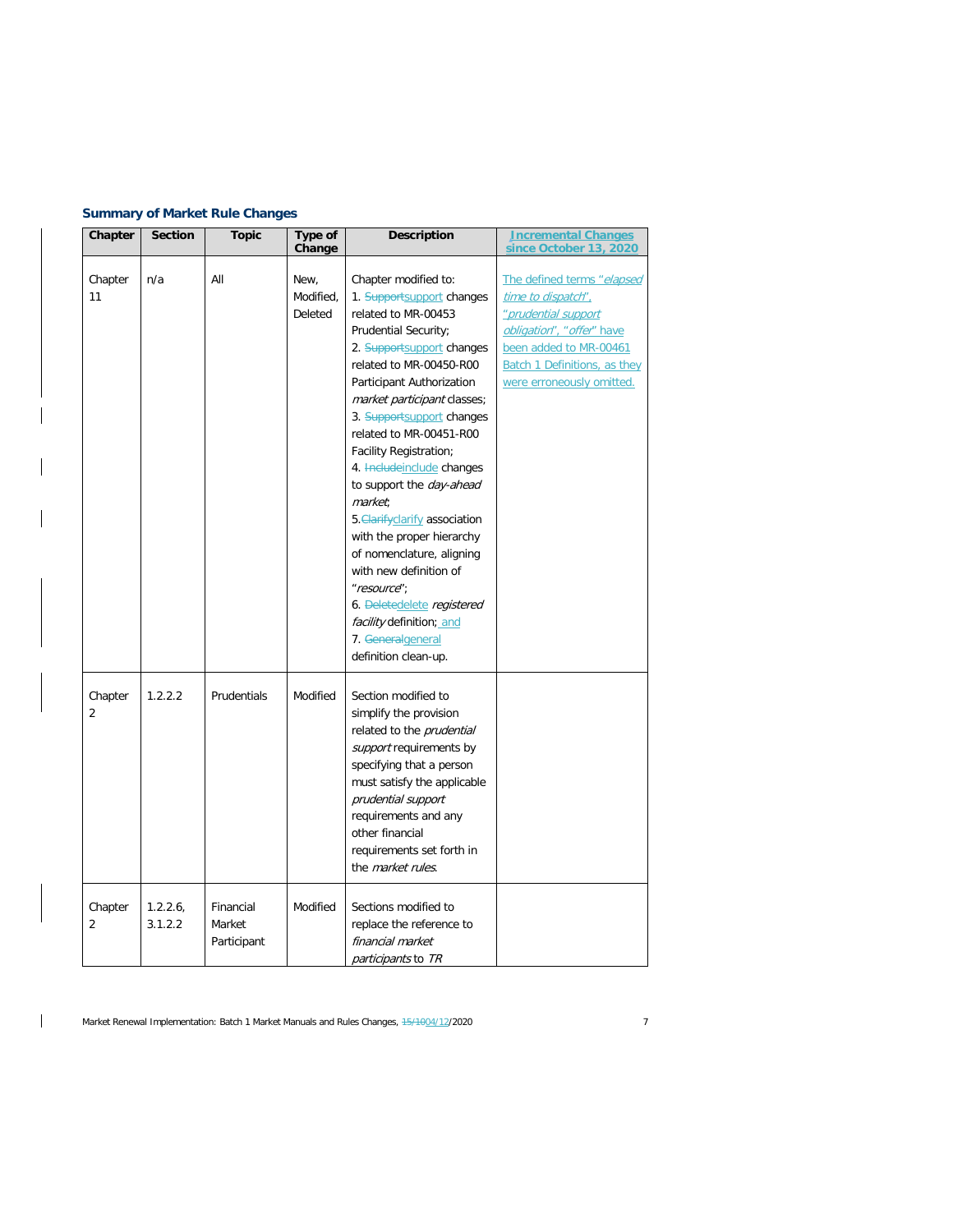### Summary of Market Rule Changes

| Chapter | Section | Topic | Type of Change | Description | Incremental Changes since October 13, 2020 |
|---|---|---|---|---|---|
| Chapter 11 | n/a | All | New, Modified, Deleted | Chapter modified to: 1. ~~Support~~support changes related to MR-00453 Prudential Security; 2. ~~Support~~support changes related to MR-00450-R00 Participant Authorization *market participant* classes; 3. ~~Support~~support changes related to MR-00451-R00 Facility Registration; 4. ~~Include~~include changes to support the *day-ahead market*; 5.~~Clarify~~clarify association with the proper hierarchy of nomenclature, aligning with new definition of "*resource*"; 6. ~~Delete~~delete *registered facility* definition; and 7. ~~General~~general definition clean-up. | The defined terms "*elapsed time to dispatch*", "*prudential support obligation*", "*offer*" have been added to MR-00461 Batch 1 Definitions, as they were erroneously omitted. |
| Chapter 2 | 1.2.2.2 | Prudentials | Modified | Section modified to simplify the provision related to the *prudential support* requirements by specifying that a person must satisfy the applicable *prudential support* requirements and any other financial requirements set forth in the *market rules*. | |
| Chapter 2 | 1.2.2.6, 3.1.2.2 | Financial Market Participant | Modified | Sections modified to replace the reference to *financial market participants* to *TR* | |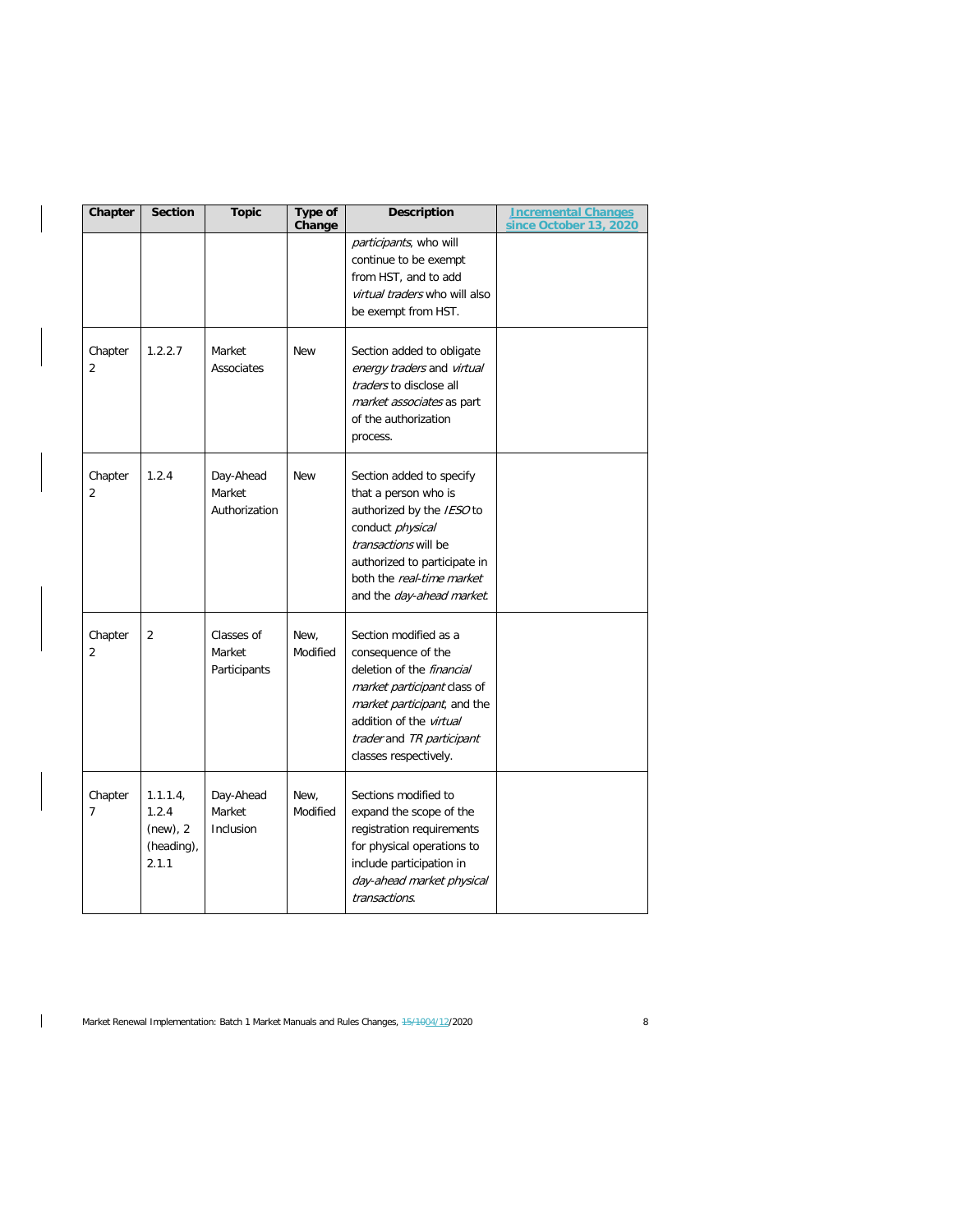| Chapter | Section | Topic | Type of Change | Description | Incremental Changes since October 13, 2020 |
|---|---|---|---|---|---|
| | | | | *participants*, who will continue to be exempt from HST, and to add *virtual traders* who will also be exempt from HST. | |
| Chapter 2 | 1.2.2.7 | Market Associates | New | Section added to obligate *energy traders* and *virtual traders* to disclose all *market associates* as part of the authorization process. | |
| Chapter 2 | 1.2.4 | Day-Ahead Market Authorization | New | Section added to specify that a person who is authorized by the *IESO* to conduct *physical transactions* will be authorized to participate in both the *real-time market* and the *day-ahead market*. | |
| Chapter 2 | 2 | Classes of Market Participants | New, Modified | Section modified as a consequence of the deletion of the *financial market participant* class of *market participant*, and the addition of the *virtual trader* and *TR participant* classes respectively. | |
| Chapter 7 | 1.1.1.4, 1.2.4 (new), 2 (heading), 2.1.1 | Day-Ahead Market Inclusion | New, Modified | Sections modified to expand the scope of the registration requirements for physical operations to include participation in *day-ahead market physical transactions*. | |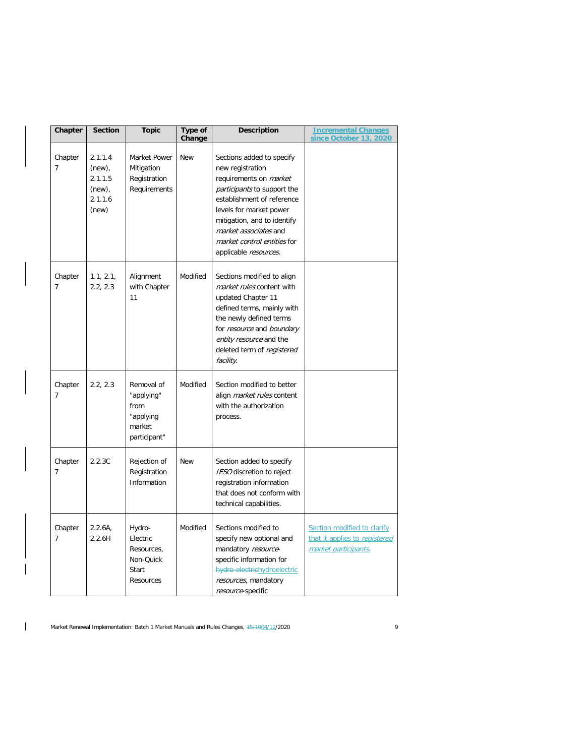| Chapter | Section | Topic | Type of Change | Description | Incremental Changes since October 13, 2020 |
|---|---|---|---|---|---|
| Chapter 7 | 2.1.1.4 (new), 2.1.1.5 (new), 2.1.1.6 (new) | Market Power Mitigation Registration Requirements | New | Sections added to specify new registration requirements on *market participants* to support the establishment of reference levels for market power mitigation, and to identify *market associates* and *market control entities* for applicable *resources*. | |
| Chapter 7 | 1.1, 2.1, 2.2, 2.3 | Alignment with Chapter 11 | Modified | Sections modified to align *market rules* content with updated Chapter 11 defined terms, mainly with the newly defined terms for *resource* and *boundary entity resource* and the deleted term of *registered facility.* | |
| Chapter 7 | 2.2, 2.3 | Removal of "applying" from "applying market participant" | Modified | Section modified to better align *market rules* content with the authorization process. | |
| Chapter 7 | 2.2.3C | Rejection of Registration Information | New | Section added to specify *IESO* discretion to reject registration information that does not conform with technical capabilities. | |
| Chapter 7 | 2.2.6A, 2.2.6H | Hydro-Electric Resources, Non-Quick Start Resources | Modified | Sections modified to specify new optional and mandatory *resource*-specific information for ~~hydro-electric~~hydroelectric *resources*, mandatory *resource*-specific | Section modified to clarify that it applies to *registered market participants.* |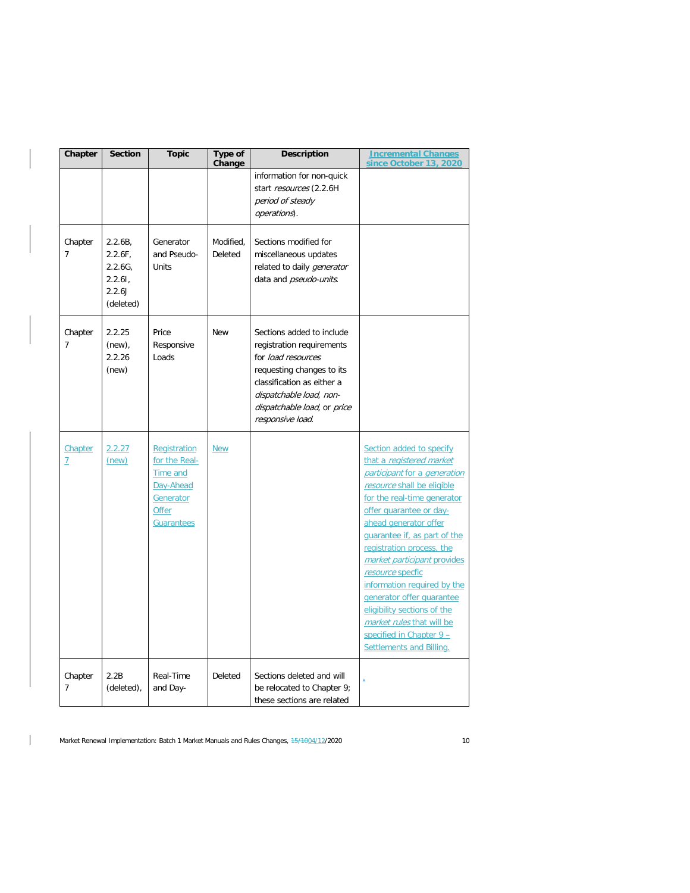| Chapter | Section | Topic | Type of Change | Description | Incremental Changes since October 13, 2020 |
|---|---|---|---|---|---|
| | | | | information for non-quick start *resources* (2.2.6H *period of steady operations*). | |
| Chapter 7 | 2.2.6B, 2.2.6F, 2.2.6G, 2.2.6I, 2.2.6J (deleted) | Generator and Pseudo-Units | Modified, Deleted | Sections modified for miscellaneous updates related to daily *generator* data and *pseudo-units*. | |
| Chapter 7 | 2.2.25 (new), 2.2.26 (new) | Price Responsive Loads | New | Sections added to include registration requirements for *load resources* requesting changes to its classification as either a *dispatchable load*, *non-dispatchable load*, or *price responsive load*. | |
| Chapter 7 | 2.2.27 (new) | Registration for the Real-Time and Day-Ahead Generator Offer Guarantees | New | | Section added to specify that a *registered market participant* for a *generation resource* shall be eligible for the real-time generator offer guarantee or day-ahead generator offer guarantee if, as part of the registration process, the *market participant* provides *resource* specfic information required by the generator offer guarantee eligibility sections of the *market rules* that will be specified in Chapter 9 – Settlements and Billing. |
| Chapter 7 | 2.2B (deleted), | Real-Time and Day- | Deleted | Sections deleted and will be relocated to Chapter 9; these sections are related | |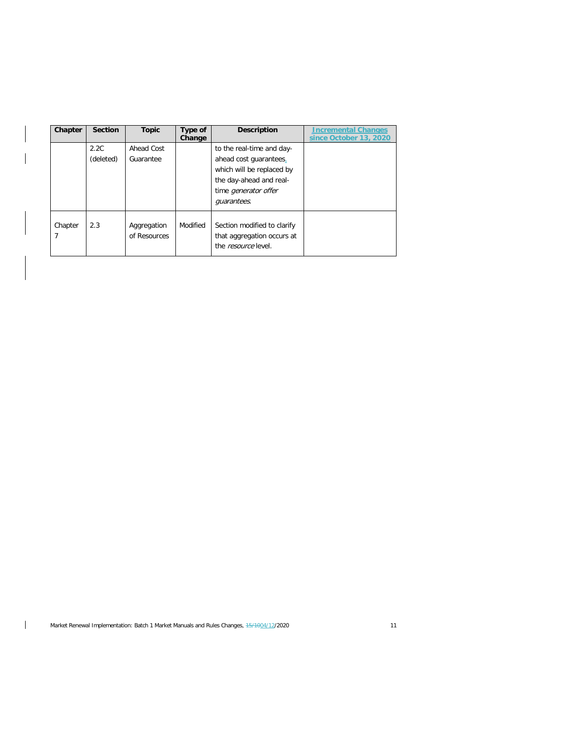| Chapter | Section | Topic | Type of Change | Description | Incremental Changes since October 13, 2020 |
|---|---|---|---|---|---|
| | 2.2C (deleted) | Ahead Cost Guarantee | | to the real-time and day-ahead cost guarantees, which will be replaced by the day-ahead and real-time *generator offer guarantees*. | |
| Chapter 7 | 2.3 | Aggregation of Resources | Modified | Section modified to clarify that aggregation occurs at the *resource* level. | |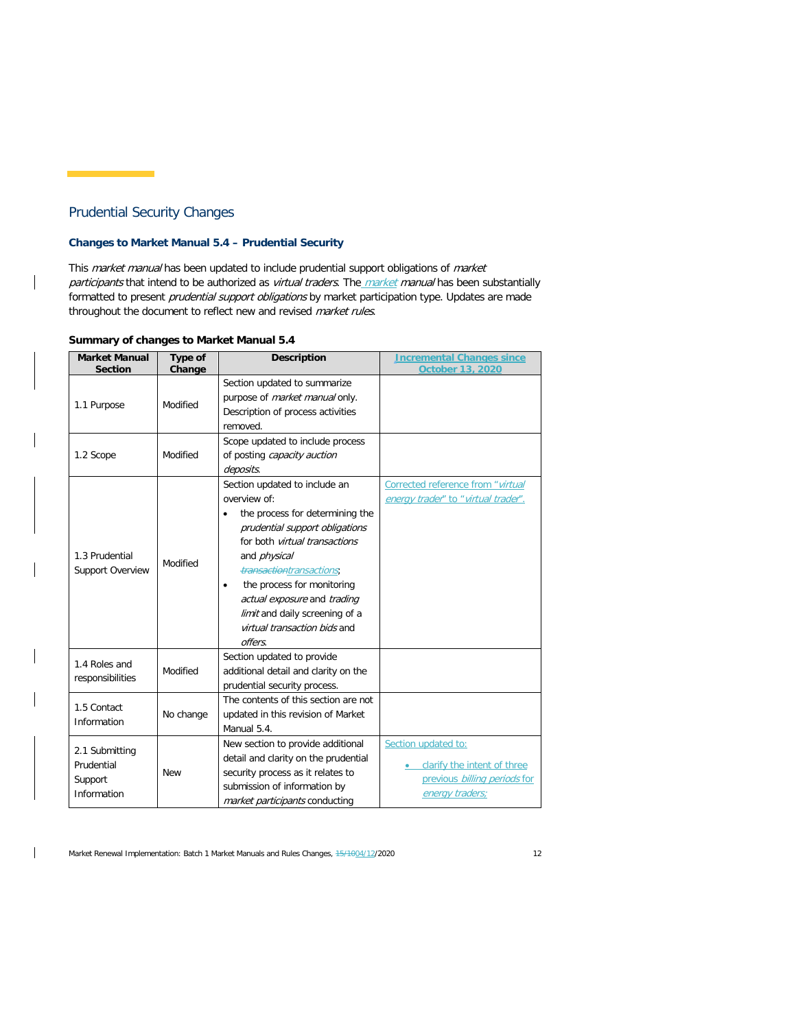## Prudential Security Changes

### Changes to Market Manual 5.4 – Prudential Security

This *market manual* has been updated to include prudential support obligations of *market participants* that intend to be authorized as *virtual traders*. The *market* *manual* has been substantially formatted to present *prudential support obligations* by market participation type. Updates are made throughout the document to reflect new and revised *market rules*.

**Summary of changes to Market Manual 5.4**

| Market Manual Section | Type of Change | Description | Incremental Changes since October 13, 2020 |
|---|---|---|---|
| 1.1 Purpose | Modified | Section updated to summarize purpose of *market manual* only. Description of process activities removed. | |
| 1.2 Scope | Modified | Scope updated to include process of posting *capacity auction deposits*. | |
| 1.3 Prudential Support Overview | Modified | Section updated to include an overview of:<br>• the process for determining the *prudential support obligations* for both *virtual transactions* and *physical* ~~*transaction*~~*transactions*;<br>• the process for monitoring *actual exposure* and *trading limit* and daily screening of a *virtual transaction bids* and *offers*. | Corrected reference from "*virtual energy trader*" to "*virtual trader*". |
| 1.4 Roles and responsibilities | Modified | Section updated to provide additional detail and clarity on the prudential security process. | |
| 1.5 Contact Information | No change | The contents of this section are not updated in this revision of Market Manual 5.4. | |
| 2.1 Submitting Prudential Support Information | New | New section to provide additional detail and clarity on the prudential security process as it relates to submission of information by *market participants* conducting | Section updated to:<br>• clarify the intent of three previous *billing periods* for *energy traders;* |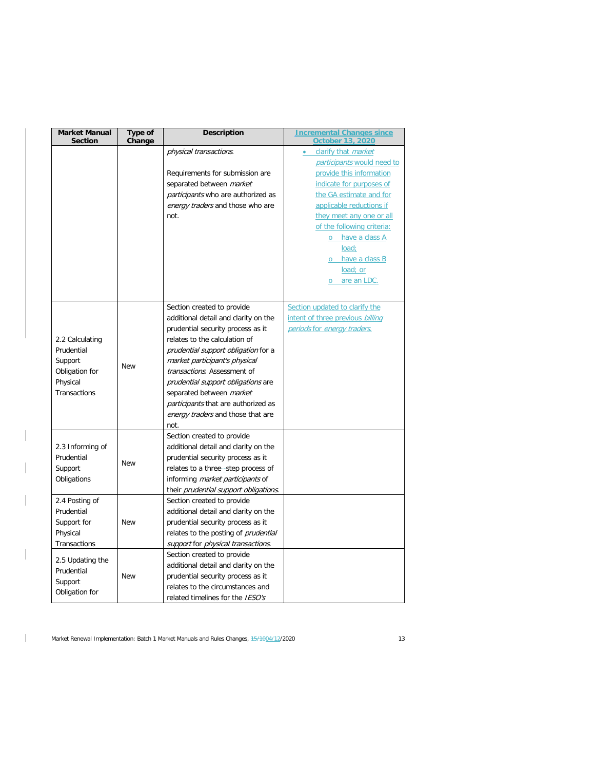| Market Manual Section | Type of Change | Description | Incremental Changes since October 13, 2020 |
| --- | --- | --- | --- |
| | | *physical transactions*.<br><br>Requirements for submission are separated between *market participants* who are authorized as *energy traders* and those who are not. | • clarify that *market participants* would need to provide this information indicate for purposes of the GA estimate and for applicable reductions if they meet any one or all of the following criteria:<br>o have a class A load;<br>o have a class B load; or<br>o are an LDC. |
| 2.2 Calculating Prudential Support Obligation for Physical Transactions | New | Section created to provide additional detail and clarity on the prudential security process as it relates to the calculation of *prudential support obligation* for a *market participant's physical transactions*. Assessment of *prudential support obligations* are separated between *market participants* that are authorized as *energy traders* and those that are not. | Section updated to clarify the intent of three previous *billing periods* for *energy traders*. |
| 2.3 Informing of Prudential Support Obligations | New | Section created to provide additional detail and clarity on the prudential security process as it relates to a three-step process of informing *market participants* of their *prudential support obligations*. | |
| 2.4 Posting of Prudential Support for Physical Transactions | New | Section created to provide additional detail and clarity on the prudential security process as it relates to the posting of *prudential support* for *physical transactions*. | |
| 2.5 Updating the Prudential Support Obligation for | New | Section created to provide additional detail and clarity on the prudential security process as it relates to the circumstances and related timelines for the *IESO's* | |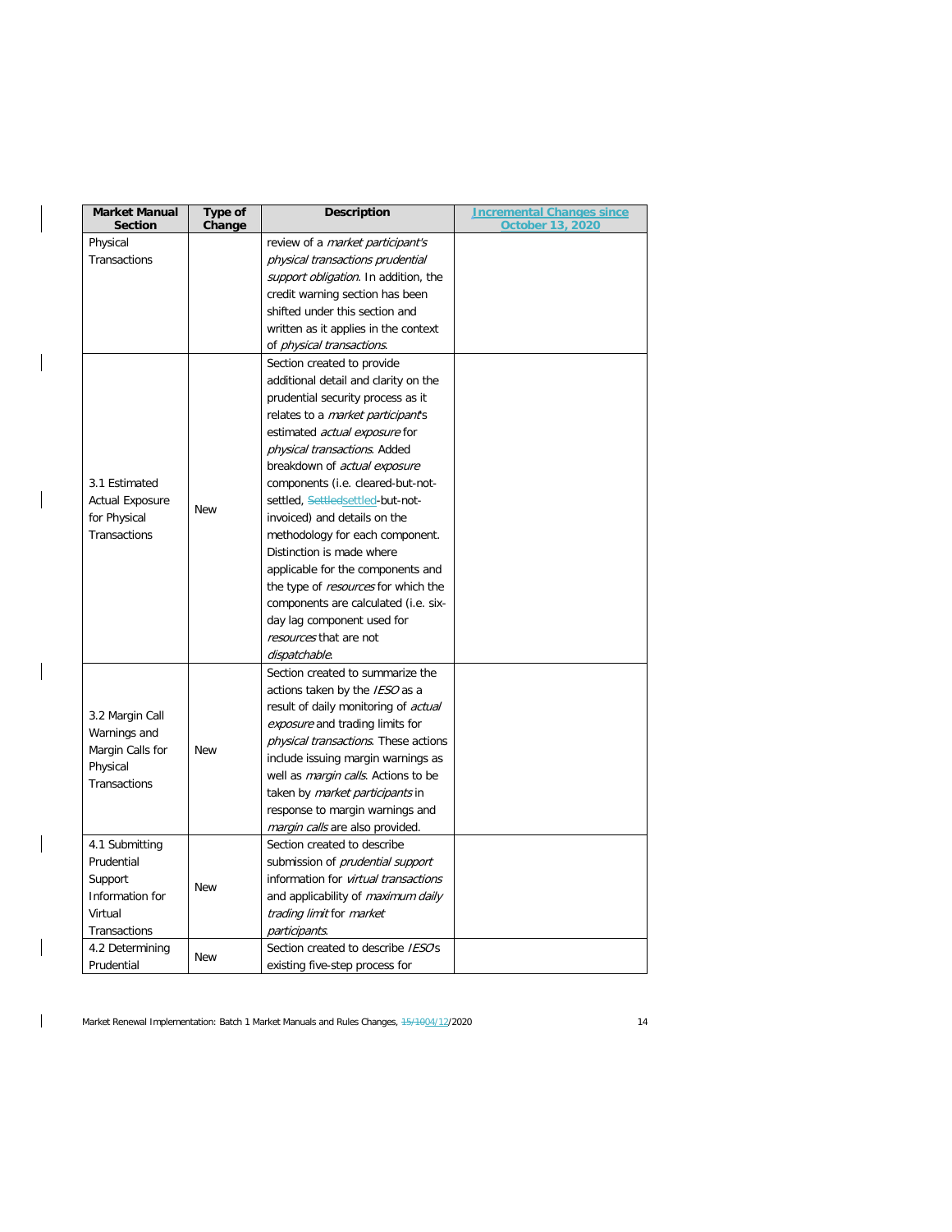| Market Manual Section | Type of Change | Description | Incremental Changes since October 13, 2020 |
| --- | --- | --- | --- |
| Physical Transactions | | review of a *market participant's physical transactions prudential support obligation*. In addition, the credit warning section has been shifted under this section and written as it applies in the context of *physical transactions*. | |
| 3.1 Estimated Actual Exposure for Physical Transactions | New | Section created to provide additional detail and clarity on the prudential security process as it relates to a *market participant*'s estimated *actual exposure* for *physical transactions*. Added breakdown of *actual exposure* components (i.e. cleared-but-not-settled, ~~Settled~~settled-but-not-invoiced) and details on the methodology for each component. Distinction is made where applicable for the components and the type of *resources* for which the components are calculated (i.e. six-day lag component used for *resources* that are not *dispatchable*. | |
| 3.2 Margin Call Warnings and Margin Calls for Physical Transactions | New | Section created to summarize the actions taken by the *IESO* as a result of daily monitoring of *actual exposure* and trading limits for *physical transactions*. These actions include issuing margin warnings as well as *margin calls*. Actions to be taken by *market participants* in response to margin warnings and *margin calls* are also provided. | |
| 4.1 Submitting Prudential Support Information for Virtual Transactions | New | Section created to describe submission of *prudential support* information for *virtual transactions* and applicability of *maximum daily trading limit* for *market participants*. | |
| 4.2 Determining Prudential | New | Section created to describe *IESO*'s existing five-step process for | |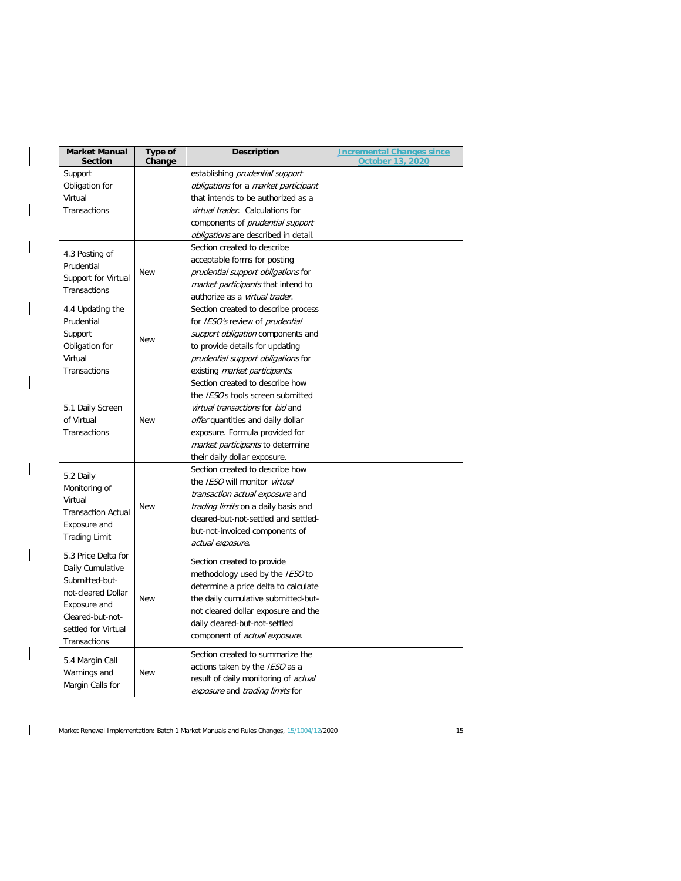| Market Manual Section | Type of Change | Description | Incremental Changes since October 13, 2020 |
|---|---|---|---|
| Support Obligation for Virtual Transactions | | establishing *prudential support obligations* for a *market participant* that intends to be authorized as a *virtual trader*. Calculations for components of *prudential support obligations* are described in detail. | |
| 4.3 Posting of Prudential Support for Virtual Transactions | New | Section created to describe acceptable forms for posting *prudential support obligations* for *market participants* that intend to authorize as a *virtual trader*. | |
| 4.4 Updating the Prudential Support Obligation for Virtual Transactions | New | Section created to describe process for *IESO's* review of *prudential support obligation* components and to provide details for updating *prudential support obligations* for existing *market participants*. | |
| 5.1 Daily Screen of Virtual Transactions | New | Section created to describe how the *IESO*s tools screen submitted *virtual transactions* for *bid* and *offer* quantities and daily dollar exposure. Formula provided for *market participants* to determine their daily dollar exposure. | |
| 5.2 Daily Monitoring of Virtual Transaction Actual Exposure and Trading Limit | New | Section created to describe how the *IESO* will monitor *virtual transaction actual exposure* and *trading limits* on a daily basis and cleared-but-not-settled and settled-but-not-invoiced components of *actual exposure*. | |
| 5.3 Price Delta for Daily Cumulative Submitted-but-not-cleared Dollar Exposure and Cleared-but-not-settled for Virtual Transactions | New | Section created to provide methodology used by the *IESO* to determine a price delta to calculate the daily cumulative submitted-but-not cleared dollar exposure and the daily cleared-but-not-settled component of *actual exposure*. | |
| 5.4 Margin Call Warnings and Margin Calls for | New | Section created to summarize the actions taken by the *IESO* as a result of daily monitoring of *actual exposure* and *trading limits* for | |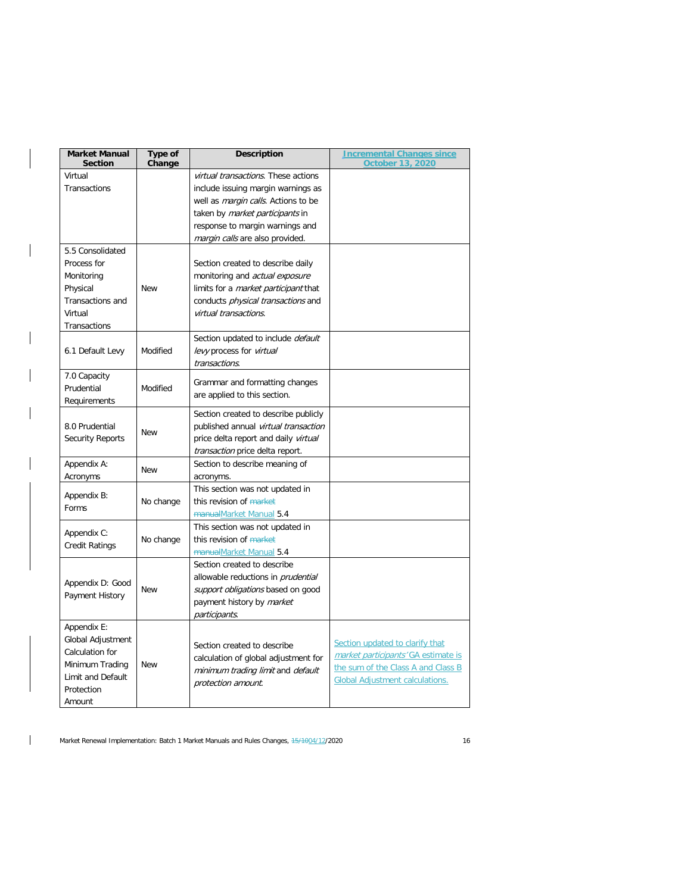| Market Manual Section | Type of Change | Description | Incremental Changes since October 13, 2020 |
|---|---|---|---|
| Virtual Transactions | | *virtual transactions*. These actions include issuing margin warnings as well as *margin calls*. Actions to be taken by *market participants* in response to margin warnings and *margin calls* are also provided. | |
| 5.5 Consolidated Process for Monitoring Physical Transactions and Virtual Transactions | New | Section created to describe daily monitoring and *actual exposure* limits for a *market participant* that conducts *physical transactions* and *virtual transactions*. | |
| 6.1 Default Levy | Modified | Section updated to include *default levy* process for *virtual transactions*. | |
| 7.0 Capacity Prudential Requirements | Modified | Grammar and formatting changes are applied to this section. | |
| 8.0 Prudential Security Reports | New | Section created to describe publicly published annual *virtual transaction* price delta report and daily *virtual transaction* price delta report. | |
| Appendix A: Acronyms | New | Section to describe meaning of acronyms. | |
| Appendix B: Forms | No change | This section was not updated in this revision of ~~market manual~~Market Manual 5.4 | |
| Appendix C: Credit Ratings | No change | This section was not updated in this revision of ~~market manual~~Market Manual 5.4 | |
| Appendix D: Good Payment History | New | Section created to describe allowable reductions in *prudential support obligations* based on good payment history by *market participants*. | |
| Appendix E: Global Adjustment Calculation for Minimum Trading Limit and Default Protection Amount | New | Section created to describe calculation of global adjustment for *minimum trading limit* and *default protection amount*. | Section updated to clarify that *market participants'* GA estimate is the sum of the Class A and Class B Global Adjustment calculations. |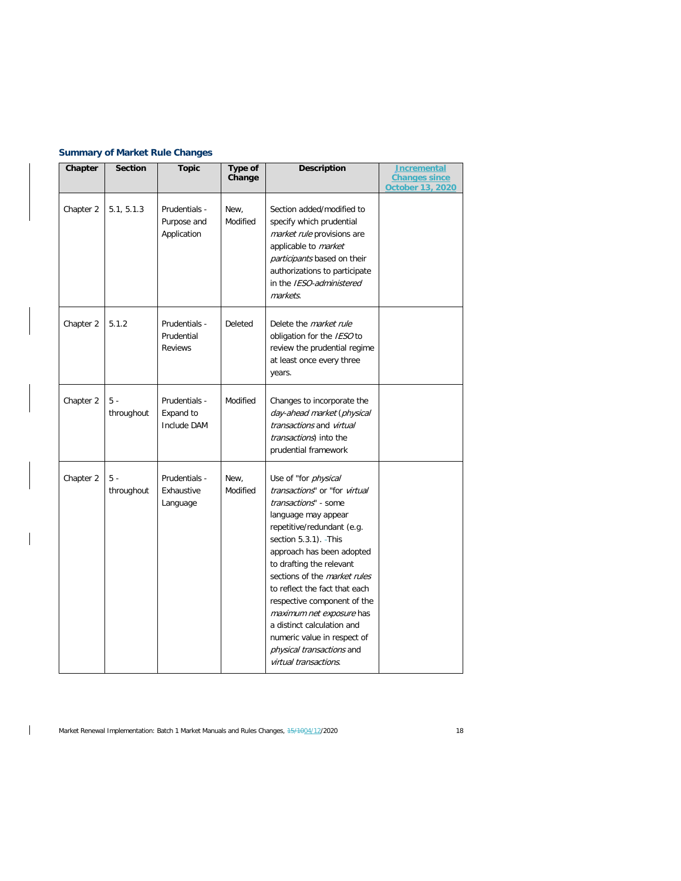### Summary of Market Rule Changes

| Chapter | Section | Topic | Type of Change | Description | Incremental Changes since October 13, 2020 |
|---|---|---|---|---|---|
| Chapter 2 | 5.1, 5.1.3 | Prudentials - Purpose and Application | New, Modified | Section added/modified to specify which prudential *market rule* provisions are applicable to *market participants* based on their authorizations to participate in the *IESO-administered markets*. | |
| Chapter 2 | 5.1.2 | Prudentials - Prudential Reviews | Deleted | Delete the *market rule* obligation for the *IESO* to review the prudential regime at least once every three years. | |
| Chapter 2 | 5 - throughout | Prudentials - Expand to Include DAM | Modified | Changes to incorporate the *day-ahead market* (*physical transactions* and *virtual transactions*) into the prudential framework | |
| Chapter 2 | 5 - throughout | Prudentials - Exhaustive Language | New, Modified | Use of "for *physical transactions*" or "for *virtual transactions*" - some language may appear repetitive/redundant (e.g. section 5.3.1). This approach has been adopted to drafting the relevant sections of the *market rules* to reflect the fact that each respective component of the *maximum net exposure* has a distinct calculation and numeric value in respect of *physical transactions* and *virtual transactions*. | |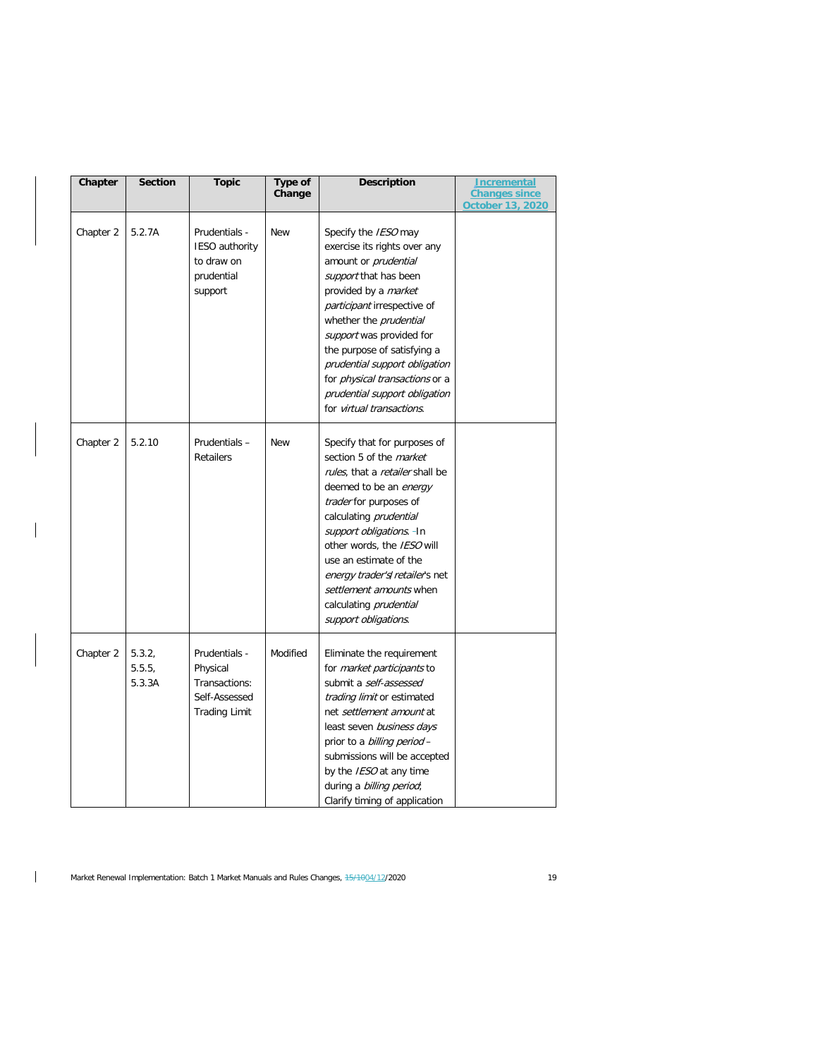| Chapter | Section | Topic | Type of Change | Description | Incremental Changes since October 13, 2020 |
|---|---|---|---|---|---|
| Chapter 2 | 5.2.7A | Prudentials - IESO authority to draw on prudential support | New | Specify the *IESO* may exercise its rights over any amount or *prudential support* that has been provided by a *market participant* irrespective of whether the *prudential support* was provided for the purpose of satisfying a *prudential support obligation* for *physical transactions* or a *prudential support obligation* for *virtual transactions*. | |
| Chapter 2 | 5.2.10 | Prudentials – Retailers | New | Specify that for purposes of section 5 of the *market rules*, that a *retailer* shall be deemed to be an *energy trader* for purposes of calculating *prudential support obligations*. In other words, the *IESO* will use an estimate of the *energy trader's*/ *retailer*'s net *settlement amounts* when calculating *prudential support obligations*. | |
| Chapter 2 | 5.3.2, 5.5.5, 5.3.3A | Prudentials - Physical Transactions: Self-Assessed Trading Limit | Modified | Eliminate the requirement for *market participants* to submit a *self-assessed trading limit* or estimated net *settlement amount* at least seven *business days* prior to a *billing period* – submissions will be accepted by the *IESO* at any time during a *billing period*; Clarify timing of application | |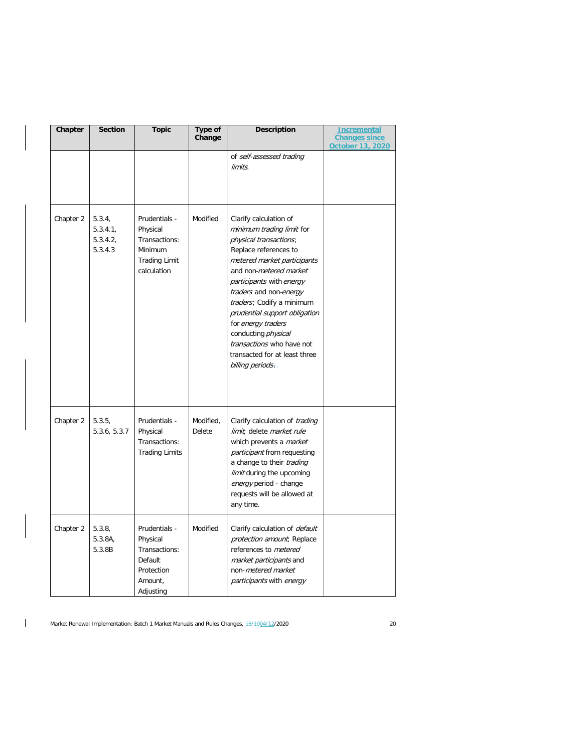| Chapter | Section | Topic | Type of Change | Description | Incremental Changes since October 13, 2020 |
|---|---|---|---|---|---|
| | | | | of *self-assessed trading limits*. | |
| Chapter 2 | 5.3.4, 5.3.4.1, 5.3.4.2, 5.3.4.3 | Prudentials - Physical Transactions: Minimum Trading Limit calculation | Modified | Clarify calculation of *minimum trading limit* for *physical transactions*; Replace references to *metered market participants* and non-*metered market participants* with *energy traders* and non-*energy traders*; Codify a minimum *prudential support obligation* for *energy traders* conducting *physical transactions* who have not transacted for at least three *billing periods*. | |
| Chapter 2 | 5.3.5, 5.3.6, 5.3.7 | Prudentials - Physical Transactions: Trading Limits | Modified, Delete | Clarify calculation of *trading limit*; delete *market rule* which prevents a *market participant* from requesting a change to their *trading limit* during the upcoming *energy* period - change requests will be allowed at any time. | |
| Chapter 2 | 5.3.8, 5.3.8A, 5.3.8B | Prudentials - Physical Transactions: Default Protection Amount, Adjusting | Modified | Clarify calculation of *default protection amount*; Replace references to *metered market participants* and non-*metered market participants* with *energy* | |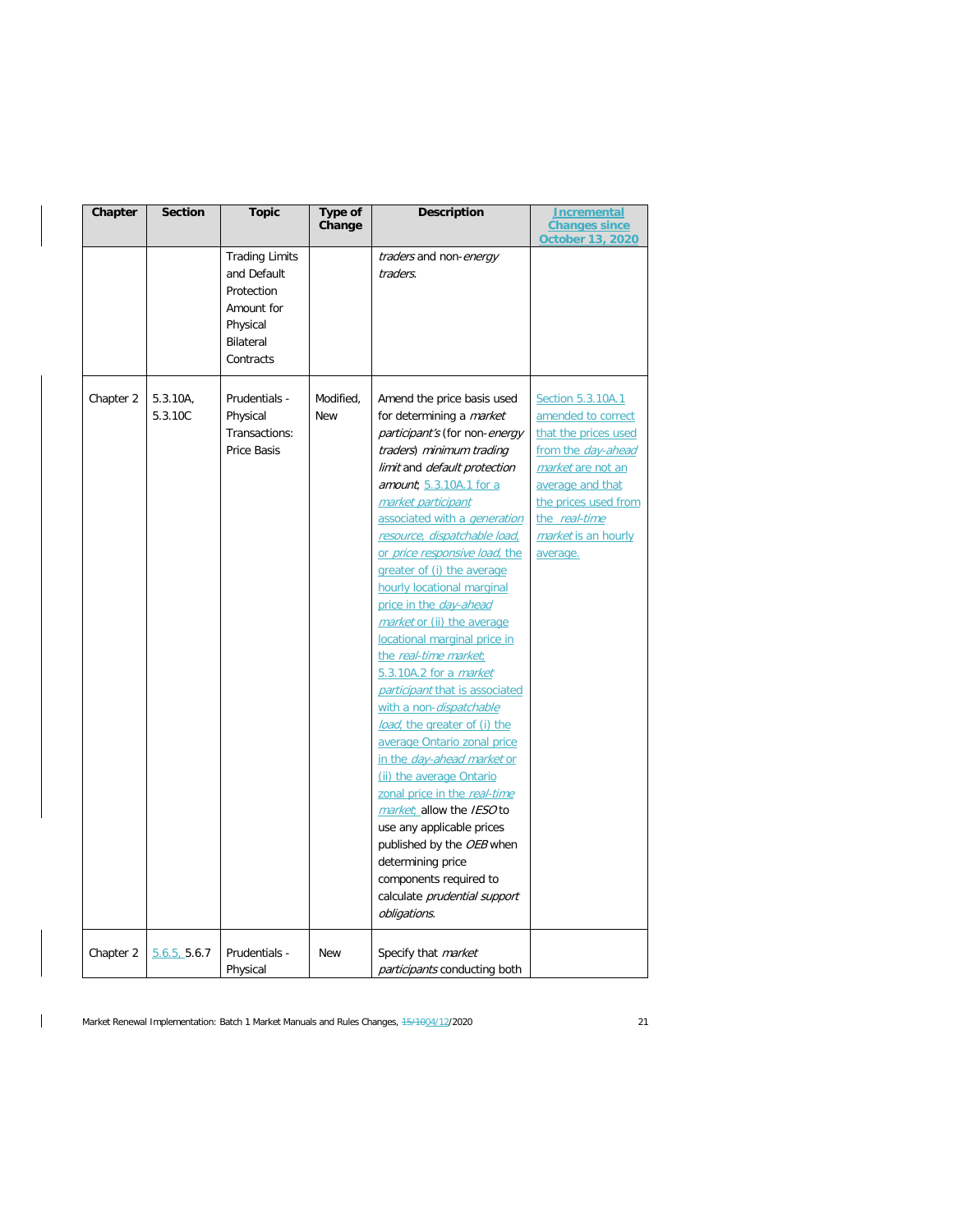| Chapter | Section | Topic | Type of Change | Description | Incremental Changes since October 13, 2020 |
|---|---|---|---|---|---|
| | | Trading Limits and Default Protection Amount for Physical Bilateral Contracts | | *traders* and non-*energy traders*. | |
| Chapter 2 | 5.3.10A, 5.3.10C | Prudentials - Physical Transactions: Price Basis | Modified, New | Amend the price basis used for determining a *market participant's* (for non-*energy traders*) *minimum trading limit* and *default protection amount*; 5.3.10A.1 for a *market participant* associated with a *generation resource, dispatchable load,* or *price responsive load*, the greater of (i) the average hourly locational marginal price in the *day-ahead market* or (ii) the average locational marginal price in the *real-time market*; 5.3.10A.2 for a *market participant* that is associated with a non-*dispatchable load*, the greater of (i) the average Ontario zonal price in the *day-ahead market* or (ii) the average Ontario zonal price in the *real-time market*; allow the *IESO* to use any applicable prices published by the *OEB* when determining price components required to calculate *prudential support obligations*. | Section 5.3.10A.1 amended to correct that the prices used from the *day-ahead market* are not an average and that the prices used from the *real-time market* is an hourly average. |
| Chapter 2 | 5.6.5, 5.6.7 | Prudentials - Physical | New | Specify that *market participants* conducting both | |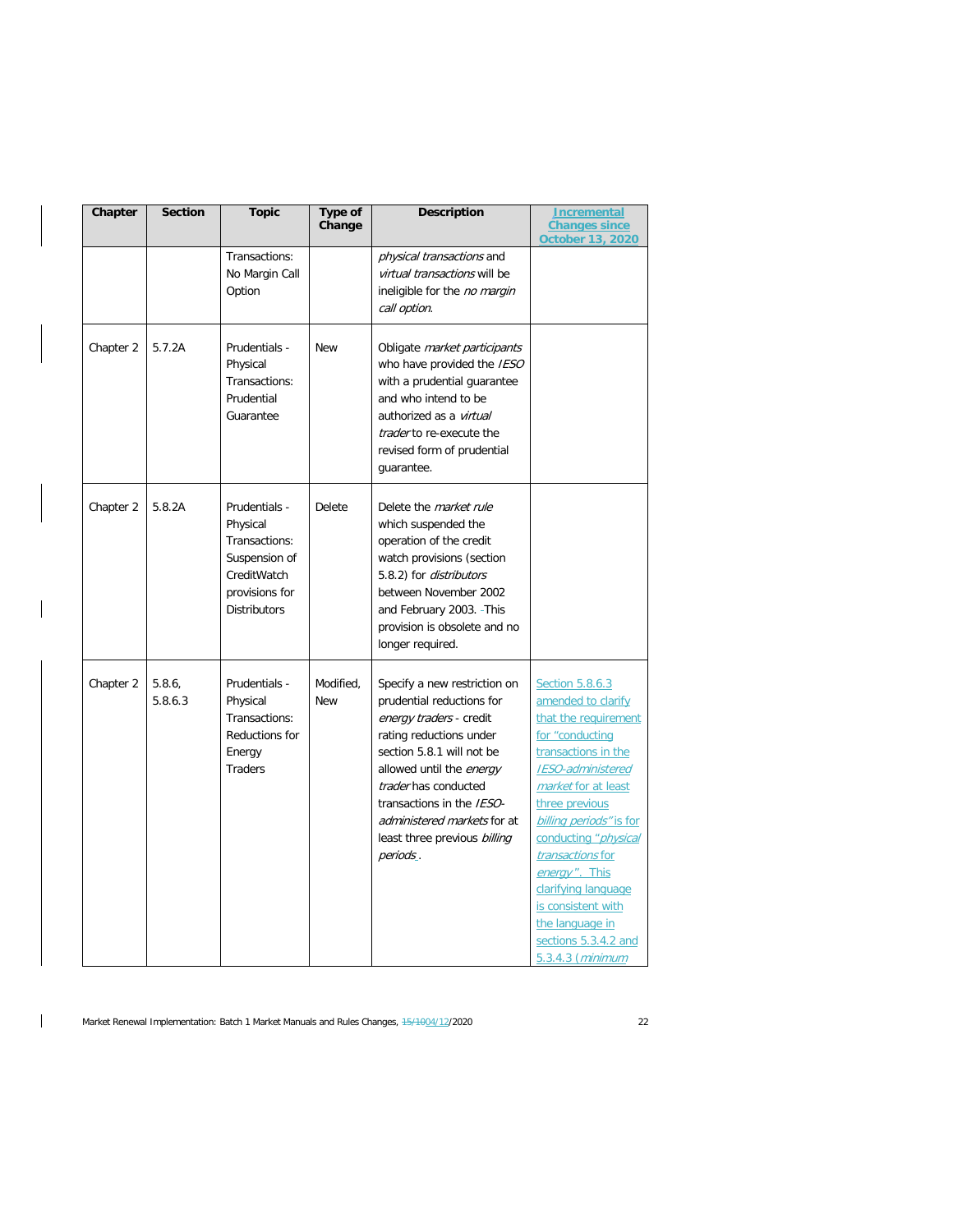| Chapter | Section | Topic | Type of Change | Description | Incremental Changes since October 13, 2020 |
|---|---|---|---|---|---|
| | | Transactions: No Margin Call Option | | *physical transactions* and *virtual transactions* will be ineligible for the *no margin call option*. | |
| Chapter 2 | 5.7.2A | Prudentials - Physical Transactions: Prudential Guarantee | New | Obligate *market participants* who have provided the *IESO* with a prudential guarantee and who intend to be authorized as a *virtual trader* to re-execute the revised form of prudential guarantee. | |
| Chapter 2 | 5.8.2A | Prudentials - Physical Transactions: Suspension of CreditWatch provisions for Distributors | Delete | Delete the *market rule* which suspended the operation of the credit watch provisions (section 5.8.2) for *distributors* between November 2002 and February 2003. This provision is obsolete and no longer required. | |
| Chapter 2 | 5.8.6, 5.8.6.3 | Prudentials - Physical Transactions: Reductions for Energy Traders | Modified, New | Specify a new restriction on prudential reductions for *energy traders* - credit rating reductions under section 5.8.1 will not be allowed until the *energy trader* has conducted transactions in the *IESO-administered markets* for at least three previous *billing periods*. | Section 5.8.6.3 amended to clarify that the requirement for "conducting transactions in the *IESO-administered market* for at least three previous *billing periods*" is for conducting "*physical transactions* for *energy*". This clarifying language is consistent with the language in sections 5.3.4.2 and 5.3.4.3 (*minimum* |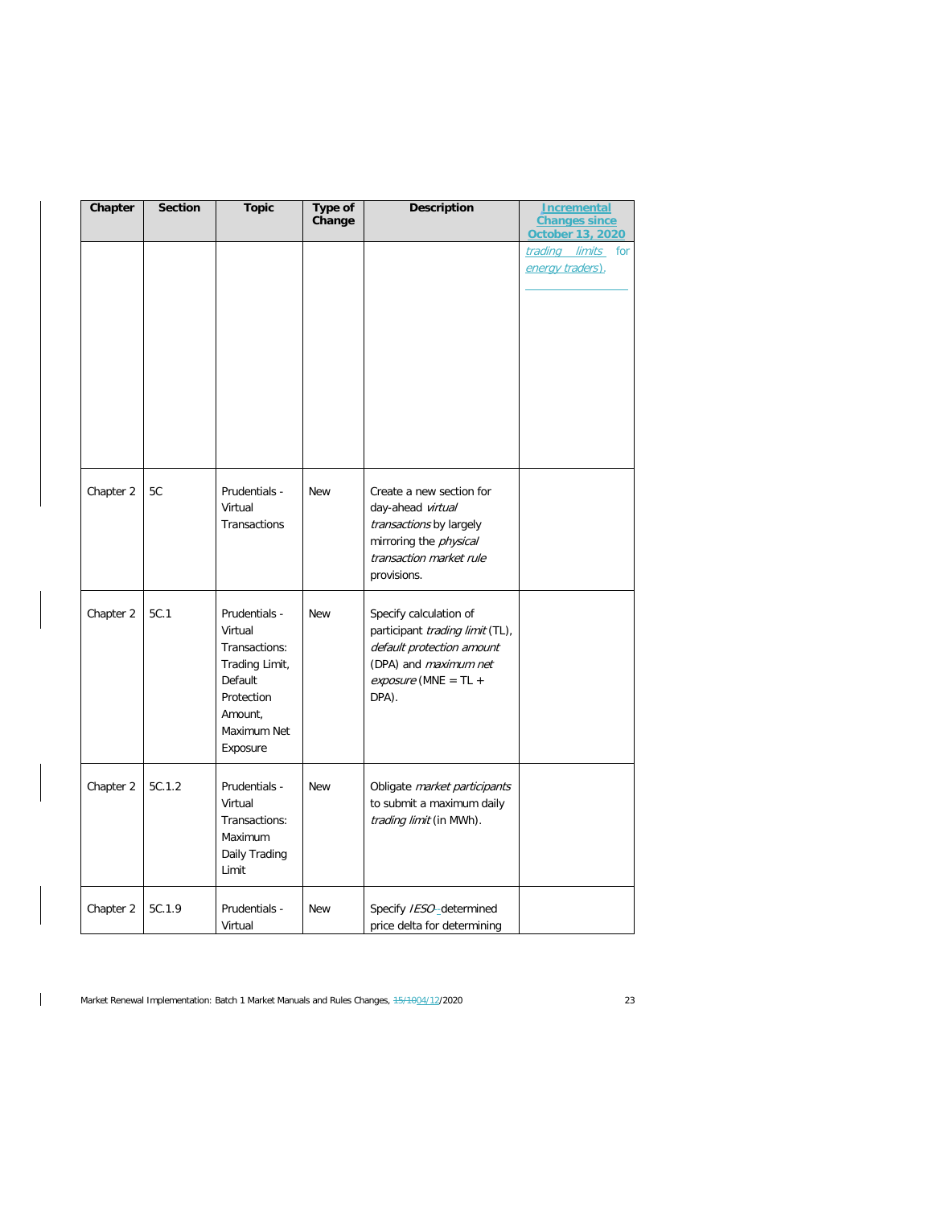| Chapter | Section | Topic | Type of Change | Description | Incremental Changes since October 13, 2020 |
|---|---|---|---|---|---|
| | | | | | *trading limits* for *energy traders*). |
| Chapter 2 | 5C | Prudentials - Virtual Transactions | New | Create a new section for day-ahead *virtual transactions* by largely mirroring the *physical transaction market rule* provisions. | |
| Chapter 2 | 5C.1 | Prudentials - Virtual Transactions: Trading Limit, Default Protection Amount, Maximum Net Exposure | New | Specify calculation of participant *trading limit* (TL), *default protection amount* (DPA) and *maximum net exposure* (MNE = TL + DPA). | |
| Chapter 2 | 5C.1.2 | Prudentials - Virtual Transactions: Maximum Daily Trading Limit | New | Obligate *market participants* to submit a maximum daily *trading limit* (in MWh). | |
| Chapter 2 | 5C.1.9 | Prudentials - Virtual | New | Specify *IESO*-determined price delta for determining | |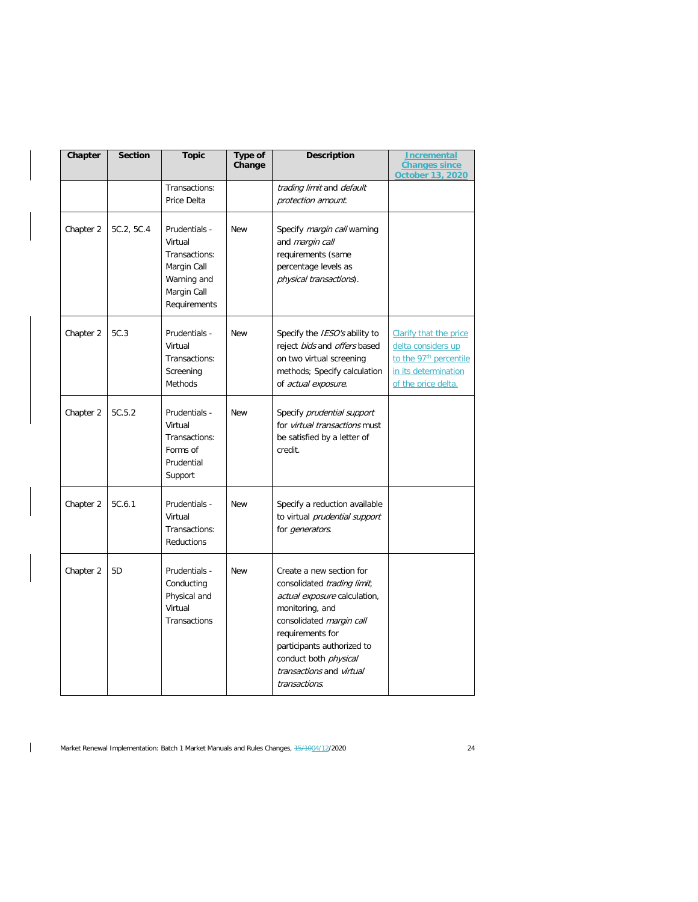| Chapter | Section | Topic | Type of Change | Description | Incremental Changes since October 13, 2020 |
|---|---|---|---|---|---|
| | | Transactions: Price Delta | | *trading limit* and *default protection amount*. | |
| Chapter 2 | 5C.2, 5C.4 | Prudentials - Virtual Transactions: Margin Call Warning and Margin Call Requirements | New | Specify *margin call* warning and *margin call* requirements (same percentage levels as *physical transactions*). | |
| Chapter 2 | 5C.3 | Prudentials - Virtual Transactions: Screening Methods | New | Specify the *IESO's* ability to reject *bids* and *offers* based on two virtual screening methods; Specify calculation of *actual exposure*. | Clarify that the price delta considers up to the 97th percentile in its determination of the price delta. |
| Chapter 2 | 5C.5.2 | Prudentials - Virtual Transactions: Forms of Prudential Support | New | Specify *prudential support* for *virtual transactions* must be satisfied by a letter of credit. | |
| Chapter 2 | 5C.6.1 | Prudentials - Virtual Transactions: Reductions | New | Specify a reduction available to virtual *prudential support* for *generators*. | |
| Chapter 2 | 5D | Prudentials - Conducting Physical and Virtual Transactions | New | Create a new section for consolidated *trading limit*, *actual exposure* calculation, monitoring, and consolidated *margin call* requirements for participants authorized to conduct both *physical transactions* and *virtual transactions*. | |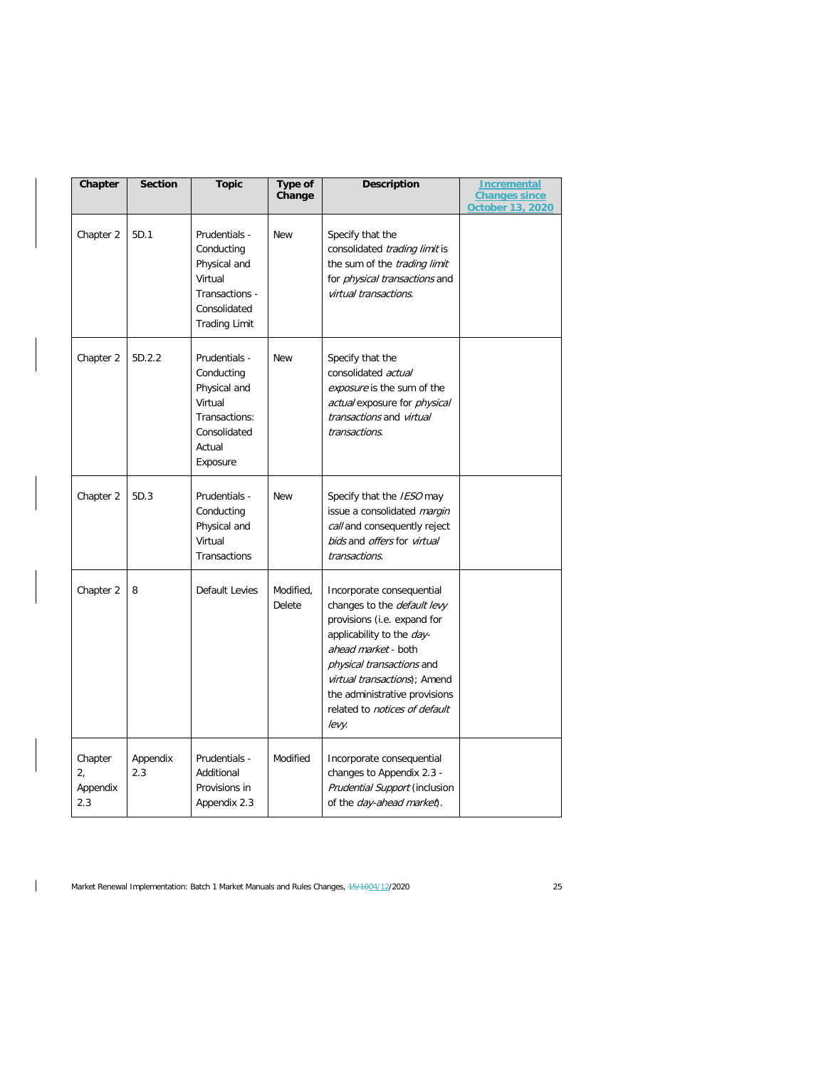| Chapter | Section | Topic | Type of Change | Description | Incremental Changes since October 13, 2020 |
|---|---|---|---|---|---|
| Chapter 2 | 5D.1 | Prudentials - Conducting Physical and Virtual Transactions - Consolidated Trading Limit | New | Specify that the consolidated *trading limit* is the sum of the *trading limit* for *physical transactions* and *virtual transactions*. | |
| Chapter 2 | 5D.2.2 | Prudentials - Conducting Physical and Virtual Transactions: Consolidated Actual Exposure | New | Specify that the consolidated *actual exposure* is the sum of the *actual* exposure for *physical transactions* and *virtual transactions*. | |
| Chapter 2 | 5D.3 | Prudentials - Conducting Physical and Virtual Transactions | New | Specify that the *IESO* may issue a consolidated *margin call* and consequently reject *bids* and *offers* for *virtual transactions*. | |
| Chapter 2 | 8 | Default Levies | Modified, Delete | Incorporate consequential changes to the *default levy* provisions (i.e. expand for applicability to the *day-ahead market* - both *physical transactions* and *virtual transactions*); Amend the administrative provisions related to *notices of default levy*. | |
| Chapter 2, Appendix 2.3 | Appendix 2.3 | Prudentials - Additional Provisions in Appendix 2.3 | Modified | Incorporate consequential changes to Appendix 2.3 - *Prudential Support* (inclusion of the *day-ahead market*). | |